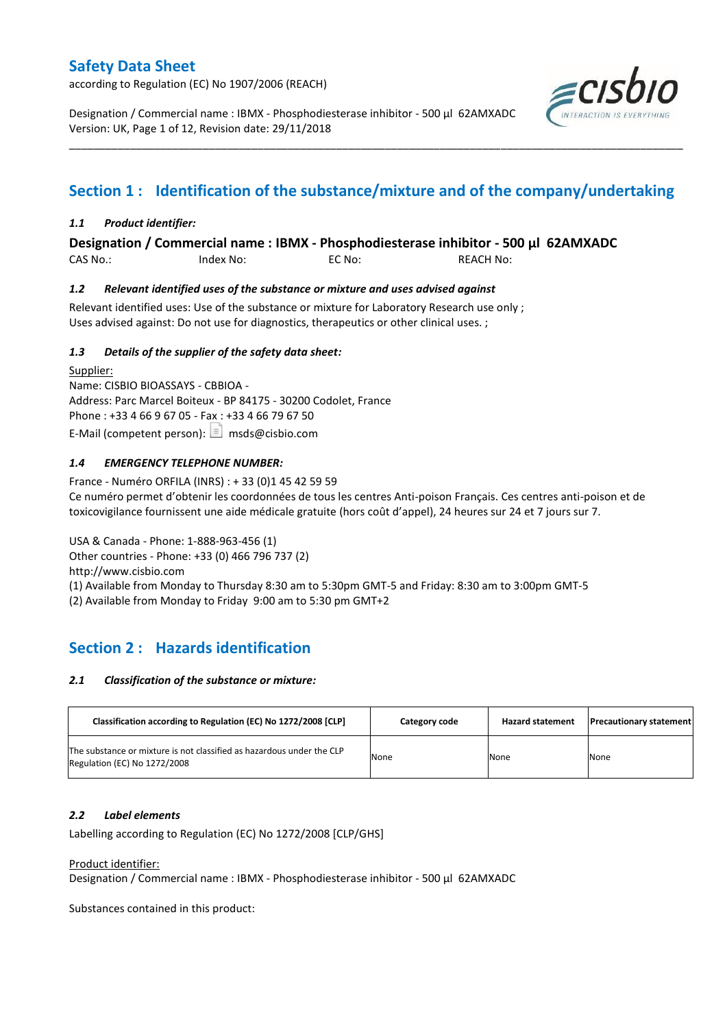# Safety Data Sheet

according to Regulation (EC) No 1907/2006 (REACH)

Designation / Commercial name : IBMX - Phosphodiesterase inhibitor - 500 µl 62AMXADC
Version: UK, Page 1 of 12, Revision date: 29/11/2018

## Section 1 : Identification of the substance/mixture and of the company/undertaking

### *1.1 Product identifier:*

**Designation / Commercial name : IBMX - Phosphodiesterase inhibitor - 500 µl 62AMXADC**

CAS No.: Index No: EC No: REACH No:

### *1.2 Relevant identified uses of the substance or mixture and uses advised against*

Relevant identified uses: Use of the substance or mixture for Laboratory Research use only ;
Uses advised against: Do not use for diagnostics, therapeutics or other clinical uses. ;

### *1.3 Details of the supplier of the safety data sheet:*

Supplier:
Name: CISBIO BIOASSAYS - CBBIOA -
Address: Parc Marcel Boiteux - BP 84175 - 30200 Codolet, France
Phone : +33 4 66 9 67 05 - Fax : +33 4 66 79 67 50
E-Mail (competent person): msds@cisbio.com

### *1.4 EMERGENCY TELEPHONE NUMBER:*

France - Numéro ORFILA (INRS) : + 33 (0)1 45 42 59 59
Ce numéro permet d'obtenir les coordonnées de tous les centres Anti-poison Français. Ces centres anti-poison et de toxicovigilance fournissent une aide médicale gratuite (hors coût d'appel), 24 heures sur 24 et 7 jours sur 7.

USA & Canada - Phone: 1-888-963-456 (1)
Other countries - Phone: +33 (0) 466 796 737 (2)
http://www.cisbio.com
(1) Available from Monday to Thursday 8:30 am to 5:30pm GMT-5 and Friday: 8:30 am to 3:00pm GMT-5
(2) Available from Monday to Friday 9:00 am to 5:30 pm GMT+2

## Section 2 : Hazards identification

### *2.1 Classification of the substance or mixture:*

| Classification according to Regulation (EC) No 1272/2008 [CLP] | Category code | Hazard statement | Precautionary statement |
|---|---|---|---|
| The substance or mixture is not classified as hazardous under the CLP Regulation (EC) No 1272/2008 | None | None | None |

### *2.2 Label elements*

Labelling according to Regulation (EC) No 1272/2008 [CLP/GHS]

Product identifier:
Designation / Commercial name : IBMX - Phosphodiesterase inhibitor - 500 µl 62AMXADC

Substances contained in this product: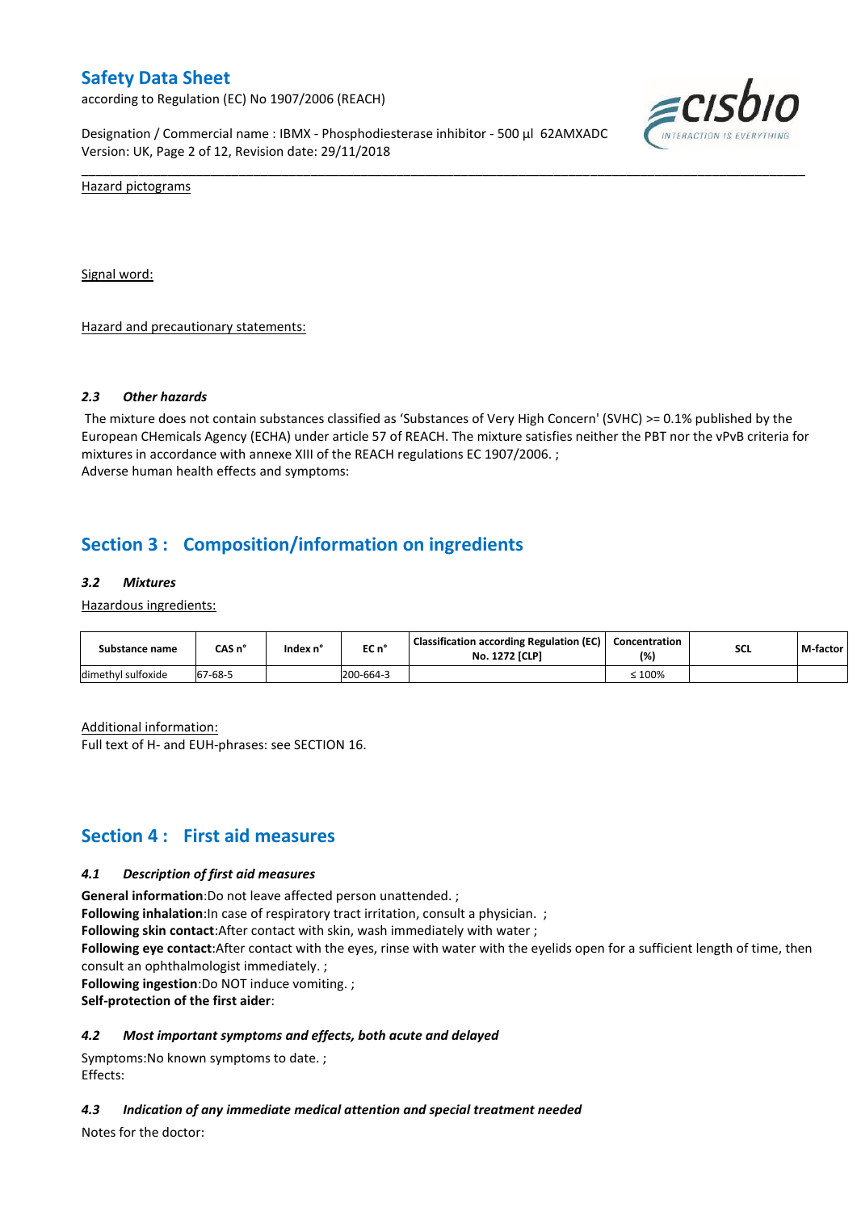Hazard pictograms

Signal word:

Hazard and precautionary statements:

### 2.3 *Other hazards*

The mixture does not contain substances classified as 'Substances of Very High Concern' (SVHC) >= 0.1% published by the European CHemicals Agency (ECHA) under article 57 of REACH. The mixture satisfies neither the PBT nor the vPvB criteria for mixtures in accordance with annexe XIII of the REACH regulations EC 1907/2006. ;
Adverse human health effects and symptoms:

## Section 3 : Composition/information on ingredients

### 3.2 *Mixtures*

Hazardous ingredients:

| Substance name | CAS n° | Index n° | EC n° | Classification according Regulation (EC) No. 1272 [CLP] | Concentration (%) | SCL | M-factor |
|---|---|---|---|---|---|---|---|
| dimethyl sulfoxide | 67-68-5 | | 200-664-3 | | ≤ 100% | | |

Additional information:
Full text of H- and EUH-phrases: see SECTION 16.

## Section 4 : First aid measures

### 4.1 *Description of first aid measures*

**General information**:Do not leave affected person unattended. ;
**Following inhalation**:In case of respiratory tract irritation, consult a physician. ;
**Following skin contact**:After contact with skin, wash immediately with water ;
**Following eye contact**:After contact with the eyes, rinse with water with the eyelids open for a sufficient length of time, then consult an ophthalmologist immediately. ;
**Following ingestion**:Do NOT induce vomiting. ;
**Self-protection of the first aider**:

### 4.2 *Most important symptoms and effects, both acute and delayed*

Symptoms:No known symptoms to date. ;
Effects:

### 4.3 *Indication of any immediate medical attention and special treatment needed*

Notes for the doctor: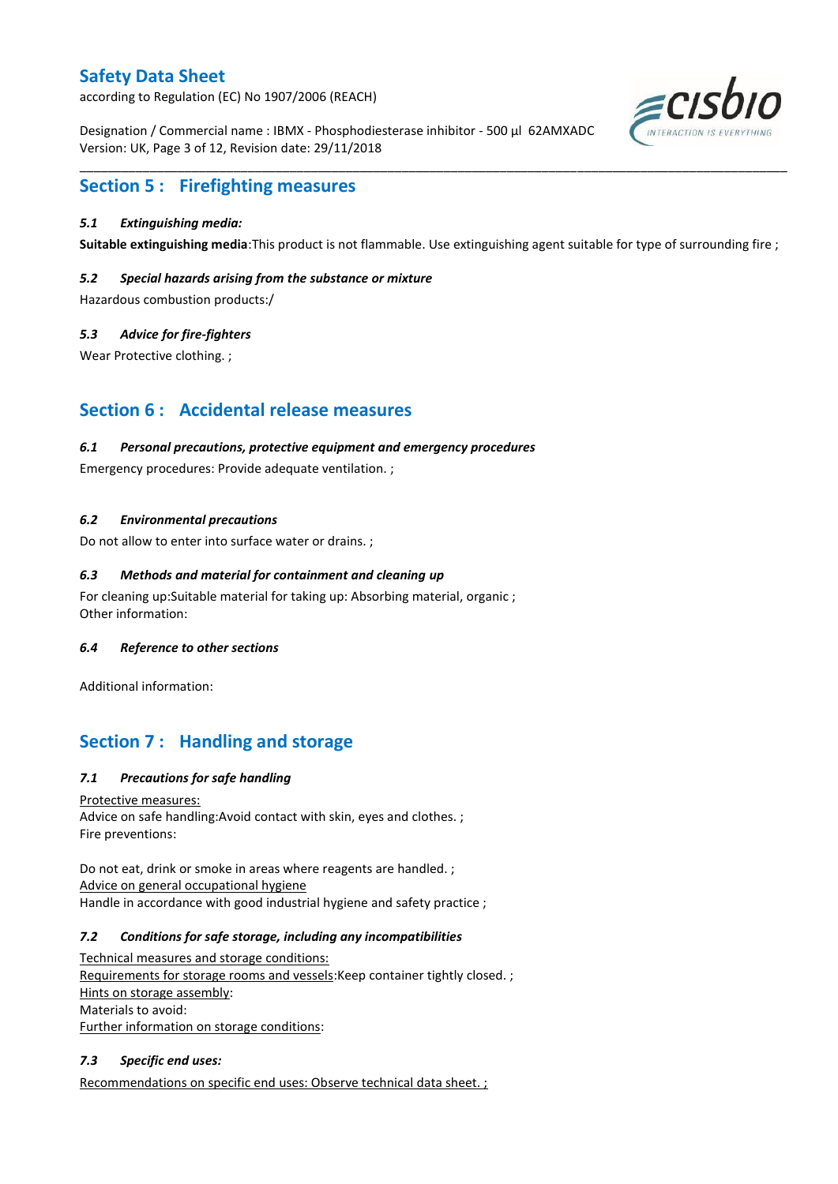## Section 5 : Firefighting measures

### *5.1 Extinguishing media:*

**Suitable extinguishing media**:This product is not flammable. Use extinguishing agent suitable for type of surrounding fire ;

### *5.2 Special hazards arising from the substance or mixture*

Hazardous combustion products:/

### *5.3 Advice for fire-fighters*

Wear Protective clothing. ;

## Section 6 : Accidental release measures

### *6.1 Personal precautions, protective equipment and emergency procedures*

Emergency procedures: Provide adequate ventilation. ;

### *6.2 Environmental precautions*

Do not allow to enter into surface water or drains. ;

### *6.3 Methods and material for containment and cleaning up*

For cleaning up:Suitable material for taking up: Absorbing material, organic ;
Other information:

### *6.4 Reference to other sections*

Additional information:

## Section 7 : Handling and storage

### *7.1 Precautions for safe handling*

Protective measures:
Advice on safe handling:Avoid contact with skin, eyes and clothes. ;
Fire preventions:

Do not eat, drink or smoke in areas where reagents are handled. ;
Advice on general occupational hygiene
Handle in accordance with good industrial hygiene and safety practice ;

### *7.2 Conditions for safe storage, including any incompatibilities*

Technical measures and storage conditions:
Requirements for storage rooms and vessels:Keep container tightly closed. ;
Hints on storage assembly:
Materials to avoid:
Further information on storage conditions:

### *7.3 Specific end uses:*

Recommendations on specific end uses: Observe technical data sheet. ;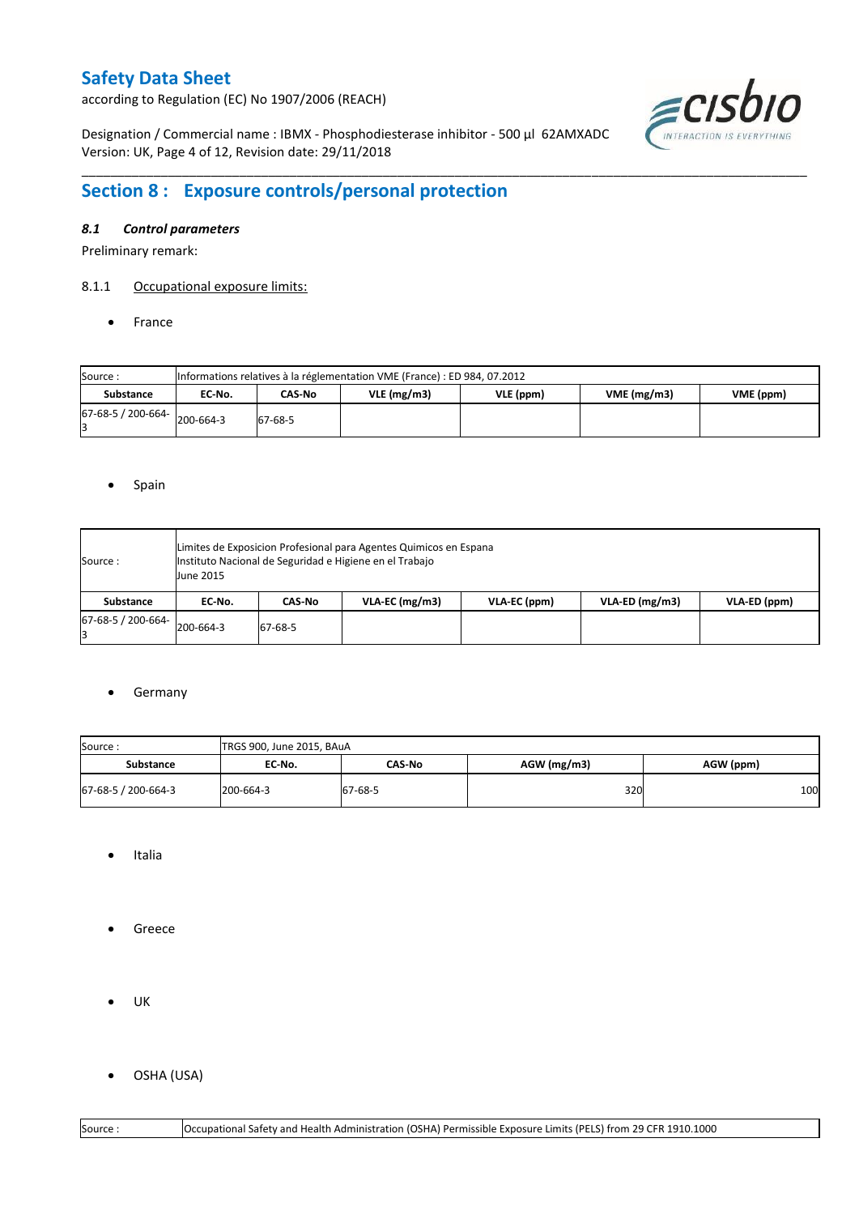## Section 8 : Exposure controls/personal protection

### *8.1 Control parameters*

Preliminary remark:

8.1.1 Occupational exposure limits:

- France

| Source : | Informations relatives à la réglementation VME (France) : ED 984, 07.2012 | | | | | |
|---|---|---|---|---|---|---|
| **Substance** | **EC-No.** | **CAS-No** | **VLE (mg/m3)** | **VLE (ppm)** | **VME (mg/m3)** | **VME (ppm)** |
| 67-68-5 / 200-664-3 | 200-664-3 | 67-68-5 | | | | |

- Spain

| Source : | Limites de Exposicion Profesional para Agentes Quimicos en Espana Instituto Nacional de Seguridad e Higiene en el Trabajo June 2015 | | | | | |
|---|---|---|---|---|---|---|
| **Substance** | **EC-No.** | **CAS-No** | **VLA-EC (mg/m3)** | **VLA-EC (ppm)** | **VLA-ED (mg/m3)** | **VLA-ED (ppm)** |
| 67-68-5 / 200-664-3 | 200-664-3 | 67-68-5 | | | | |

- Germany

| Source : | TRGS 900, June 2015, BAuA | | | |
|---|---|---|---|---|
| **Substance** | **EC-No.** | **CAS-No** | **AGW (mg/m3)** | **AGW (ppm)** |
| 67-68-5 / 200-664-3 | 200-664-3 | 67-68-5 | 320 | 100 |

- Italia

- Greece

- UK

- OSHA (USA)

| Source : | Occupational Safety and Health Administration (OSHA) Permissible Exposure Limits (PELS) from 29 CFR 1910.1000 |
|---|---|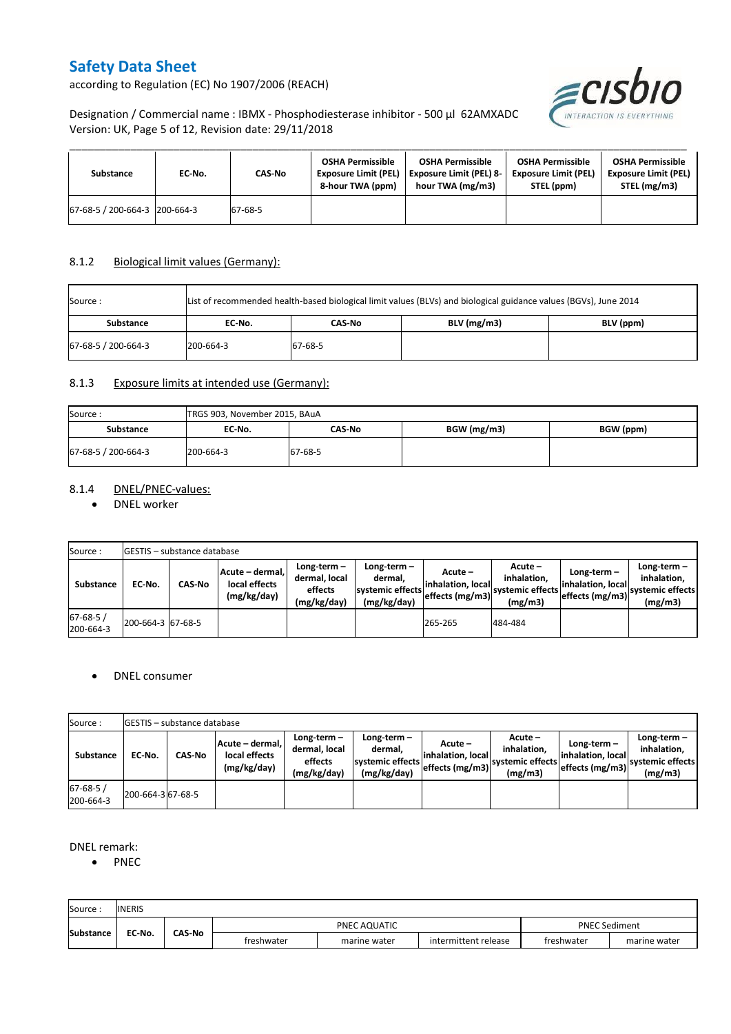| Substance | EC-No. | CAS-No | OSHA Permissible Exposure Limit (PEL) 8-hour TWA (ppm) | OSHA Permissible Exposure Limit (PEL) 8-hour TWA (mg/m3) | OSHA Permissible Exposure Limit (PEL) STEL (ppm) | OSHA Permissible Exposure Limit (PEL) STEL (mg/m3) |
|---|---|---|---|---|---|---|
| 67-68-5 / 200-664-3 | 200-664-3 | 67-68-5 | | | | |

### 8.1.2 Biological limit values (Germany):

| Source : | List of recommended health-based biological limit values (BLVs) and biological guidance values (BGVs), June 2014 | | | |
|---|---|---|---|---|
| **Substance** | **EC-No.** | **CAS-No** | **BLV (mg/m3)** | **BLV (ppm)** |
| 67-68-5 / 200-664-3 | 200-664-3 | 67-68-5 | | |

### 8.1.3 Exposure limits at intended use (Germany):

| Source : | TRGS 903, November 2015, BAuA | | | |
|---|---|---|---|---|
| **Substance** | **EC-No.** | **CAS-No** | **BGW (mg/m3)** | **BGW (ppm)** |
| 67-68-5 / 200-664-3 | 200-664-3 | 67-68-5 | | |

### 8.1.4 DNEL/PNEC-values:

- DNEL worker

| Source : | GESTIS – substance database | | | | | | | | | |
|---|---|---|---|---|---|---|---|---|---|---|
| **Substance** | **EC-No.** | **CAS-No** | **Acute – dermal, local effects (mg/kg/day)** | **Long-term – dermal, local effects (mg/kg/day)** | **Long-term – dermal, systemic effects (mg/kg/day)** | **Acute – inhalation, local effects (mg/m3)** | **Acute – inhalation, systemic effects (mg/m3)** | **Long-term – inhalation, local effects (mg/m3)** | **Long-term – inhalation, systemic effects (mg/m3)** |
| 67-68-5 / 200-664-3 | 200-664-3 | 67-68-5 | | | | 265-265 | 484-484 | | |

- DNEL consumer

| Source : | GESTIS – substance database | | | | | | | | | |
|---|---|---|---|---|---|---|---|---|---|---|
| **Substance** | **EC-No.** | **CAS-No** | **Acute – dermal, local effects (mg/kg/day)** | **Long-term – dermal, local effects (mg/kg/day)** | **Long-term – dermal, systemic effects (mg/kg/day)** | **Acute – inhalation, local effects (mg/m3)** | **Acute – inhalation, systemic effects (mg/m3)** | **Long-term – inhalation, local effects (mg/m3)** | **Long-term – inhalation, systemic effects (mg/m3)** |
| 67-68-5 / 200-664-3 | 200-664-3 | 67-68-5 | | | | | | | |

DNEL remark:

- PNEC

| Source : | INERIS | | | | | | |
|---|---|---|---|---|---|---|---|
| **Substance** | **EC-No.** | **CAS-No** | PNEC AQUATIC | | | PNEC Sediment | |
| | | | freshwater | marine water | intermittent release | freshwater | marine water |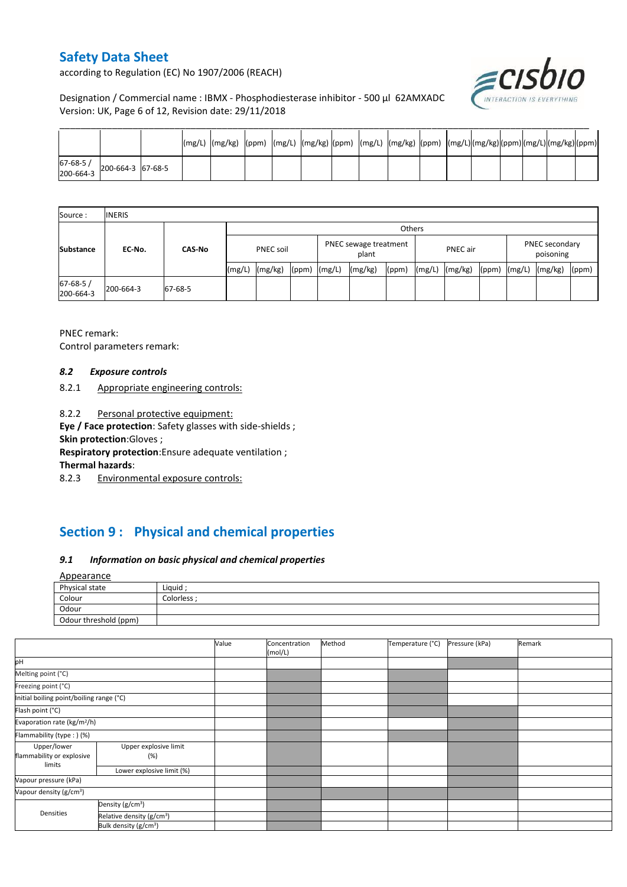| | | | (mg/L) | (mg/kg) | (ppm) | (mg/L) | (mg/kg) | (ppm) | (mg/L) | (mg/kg) | (ppm) | (mg/L) | (mg/kg) | (ppm) | (mg/L) | (mg/kg) | (ppm) |
|---|---|---|---|---|---|---|---|---|---|---|---|---|---|---|---|---|---|
| 67-68-5 / 200-664-3 | 200-664-3 | 67-68-5 | | | | | | | | | | | | | | | |

| Source : | INERIS | | | | | | | | | | | | | |
|---|---|---|---|---|---|---|---|---|---|---|---|---|---|---|
| Substance | EC-No. | CAS-No | Others | | | | | | | | | | | |
| | | | PNEC soil | | | PNEC sewage treatment plant | | | PNEC air | | | PNEC secondary poisoning | | |
| | | | (mg/L) | (mg/kg) | (ppm) | (mg/L) | (mg/kg) | (ppm) | (mg/L) | (mg/kg) | (ppm) | (mg/L) | (mg/kg) | (ppm) |
| 67-68-5 / 200-664-3 | 200-664-3 | 67-68-5 | | | | | | | | | | | | |

PNEC remark:

Control parameters remark:

### *8.2 Exposure controls*

8.2.1 Appropriate engineering controls:

8.2.2 Personal protective equipment:

**Eye / Face protection**: Safety glasses with side-shields ;

**Skin protection**:Gloves ;

**Respiratory protection**:Ensure adequate ventilation ;

**Thermal hazards**:

8.2.3 Environmental exposure controls:

## Section 9 : Physical and chemical properties

### *9.1 Information on basic physical and chemical properties*

Appearance

| Physical state | Liquid ; |
|---|---|
| Colour | Colorless ; |
| Odour | |
| Odour threshold (ppm) | |

| | | Value | Concentration (mol/L) | Method | Temperature (°C) | Pressure (kPa) | Remark |
|---|---|---|---|---|---|---|---|
| pH | | | | | | | |
| Melting point (°C) | | | | | | | |
| Freezing point (°C) | | | | | | | |
| Initial boiling point/boiling range (°C) | | | | | | | |
| Flash point (°C) | | | | | | | |
| Evaporation rate (kg/m²/h) | | | | | | | |
| Flammability (type : ) (%) | | | | | | | |
| Upper/lower flammability or explosive limits | Upper explosive limit (%) | | | | | | |
| | Lower explosive limit (%) | | | | | | |
| Vapour pressure (kPa) | | | | | | | |
| Vapour density (g/cm³) | | | | | | | |
| Densities | Density (g/cm³) | | | | | | |
| | Relative density (g/cm³) | | | | | | |
| | Bulk density (g/cm³) | | | | | | |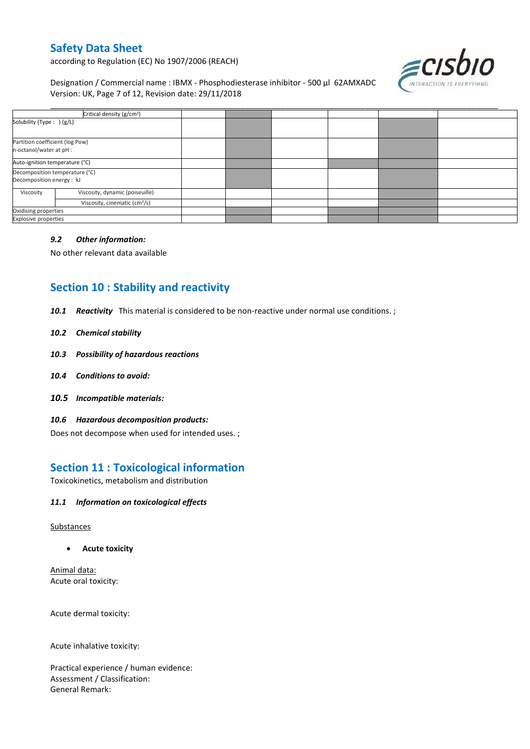| | | | | | | |
|---|---|---|---|---|---|---|
| Critical density (g/cm³) | | | | | | |
| Solubility (Type : ) (g/L) | | | | | | |
| Partition coefficient (log Pow) n-octanol/water at pH : | | | | | | |
| Auto-ignition temperature (°C) | | | | | | |
| Decomposition temperature (°C) Decomposition energy : kJ | | | | | | |
| Viscosity – Viscosity, dynamic (poiseuille) | | | | | | |
| Viscosity – Viscosity, cinematic (cm³/s) | | | | | | |
| Oxidising properties | | | | | | |
| Explosive properties | | | | | | |

### *9.2 Other information:*

No other relevant data available

## Section 10 : Stability and reactivity

***10.1 Reactivity*** This material is considered to be non-reactive under normal use conditions. ;

***10.2 Chemical stability***

***10.3 Possibility of hazardous reactions***

***10.4 Conditions to avoid:***

***10.5 Incompatible materials:***

***10.6 Hazardous decomposition products:***

Does not decompose when used for intended uses. ;

## Section 11 : Toxicological information

Toxicokinetics, metabolism and distribution

### *11.1 Information on toxicological effects*

Substances

- **Acute toxicity**

Animal data:
Acute oral toxicity:

Acute dermal toxicity:

Acute inhalative toxicity:

Practical experience / human evidence:
Assessment / Classification:
General Remark: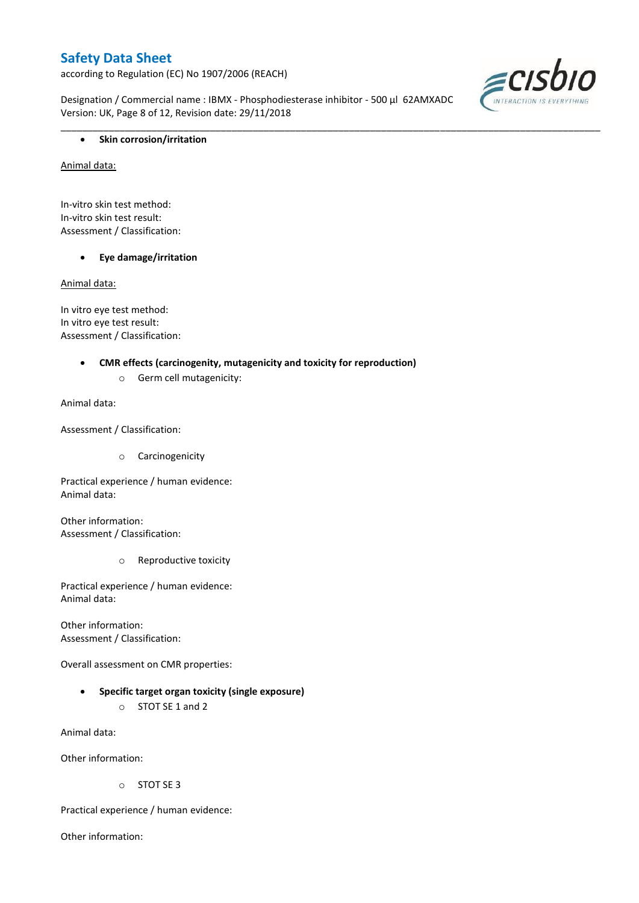- **Skin corrosion/irritation**

<u>Animal data:</u>

In-vitro skin test method:
In-vitro skin test result:
Assessment / Classification:

- **Eye damage/irritation**

<u>Animal data:</u>

In vitro eye test method:
In vitro eye test result:
Assessment / Classification:

- **CMR effects (carcinogenity, mutagenicity and toxicity for reproduction)**
    - Germ cell mutagenicity:

Animal data:

Assessment / Classification:

- Carcinogenicity

Practical experience / human evidence:
Animal data:

Other information:
Assessment / Classification:

- Reproductive toxicity

Practical experience / human evidence:
Animal data:

Other information:
Assessment / Classification:

Overall assessment on CMR properties:

- **Specific target organ toxicity (single exposure)**
    - STOT SE 1 and 2

Animal data:

Other information:

- STOT SE 3

Practical experience / human evidence:

Other information: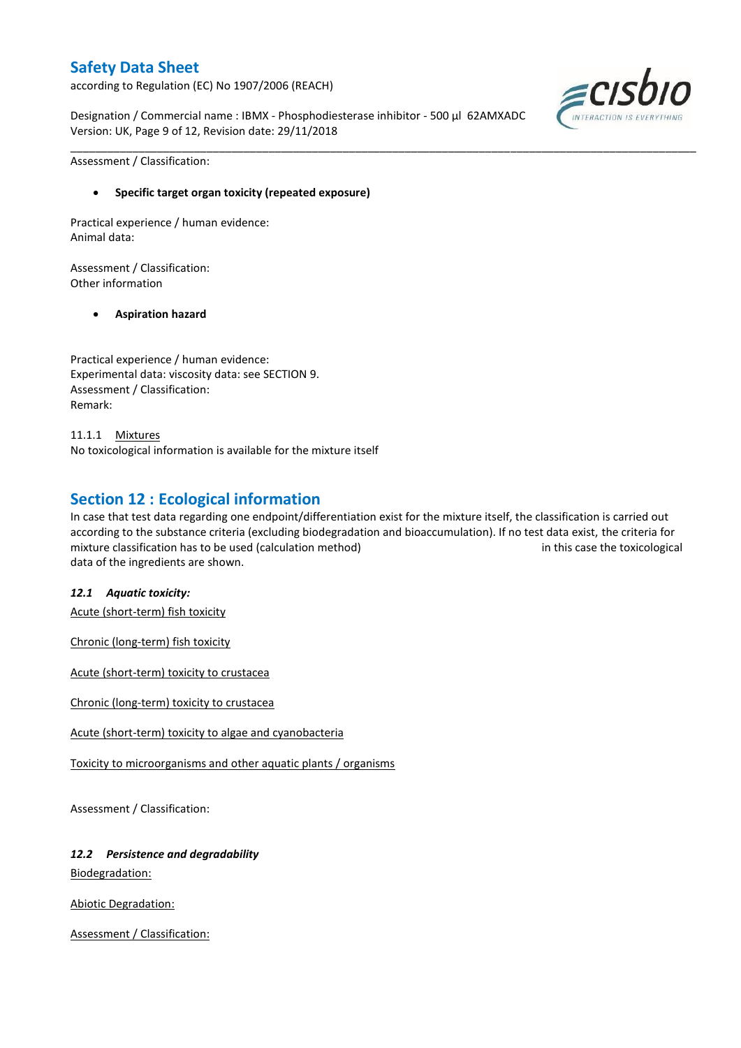Assessment / Classification:

- **Specific target organ toxicity (repeated exposure)**

Practical experience / human evidence:
Animal data:

Assessment / Classification:
Other information

- **Aspiration hazard**

Practical experience / human evidence:
Experimental data: viscosity data: see SECTION 9.
Assessment / Classification:
Remark:

11.1.1 Mixtures
No toxicological information is available for the mixture itself

## Section 12 : Ecological information

In case that test data regarding one endpoint/differentiation exist for the mixture itself, the classification is carried out according to the substance criteria (excluding biodegradation and bioaccumulation). If no test data exist, the criteria for mixture classification has to be used (calculation method) in this case the toxicological data of the ingredients are shown.

### *12.1 Aquatic toxicity:*

Acute (short-term) fish toxicity

Chronic (long-term) fish toxicity

Acute (short-term) toxicity to crustacea

Chronic (long-term) toxicity to crustacea

Acute (short-term) toxicity to algae and cyanobacteria

Toxicity to microorganisms and other aquatic plants / organisms

Assessment / Classification:

### *12.2 Persistence and degradability*

Biodegradation:

Abiotic Degradation:

Assessment / Classification: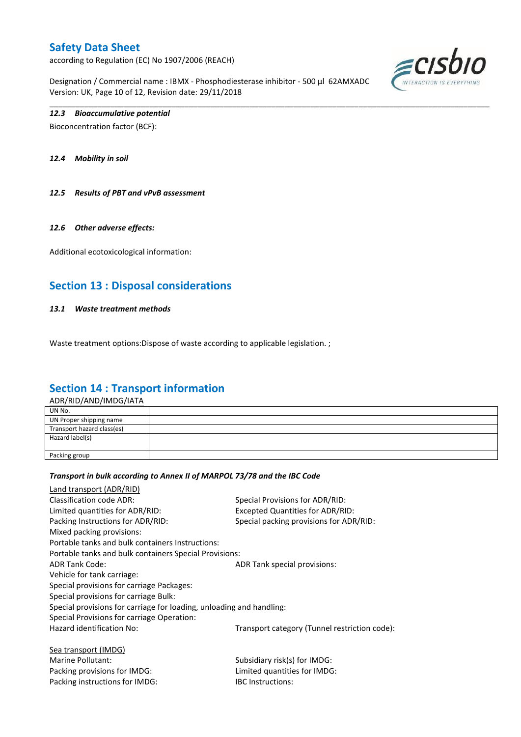### *12.3 Bioaccumulative potential*

Bioconcentration factor (BCF):

### *12.4 Mobility in soil*

### *12.5 Results of PBT and vPvB assessment*

### *12.6 Other adverse effects:*

Additional ecotoxicological information:

## Section 13 : Disposal considerations

### *13.1 Waste treatment methods*

Waste treatment options:Dispose of waste according to applicable legislation. ;

## Section 14 : Transport information

ADR/RID/AND/IMDG/IATA

| UN No. | |
|---|---|
| UN Proper shipping name | |
| Transport hazard class(es) | |
| Hazard label(s) | |
| Packing group | |

***Transport in bulk according to Annex II of MARPOL 73/78 and the IBC Code***

Land transport (ADR/RID)

Classification code ADR:

Special Provisions for ADR/RID:

Limited quantities for ADR/RID:

Excepted Quantities for ADR/RID:

Packing Instructions for ADR/RID:

Special packing provisions for ADR/RID:

Mixed packing provisions:

Portable tanks and bulk containers Instructions:

Portable tanks and bulk containers Special Provisions:

ADR Tank Code:

ADR Tank special provisions:

Vehicle for tank carriage:

Special provisions for carriage Packages:

Special provisions for carriage Bulk:

Special provisions for carriage for loading, unloading and handling:

Special Provisions for carriage Operation:

Hazard identification No:

Transport category (Tunnel restriction code):

Sea transport (IMDG)

Marine Pollutant:

Subsidiary risk(s) for IMDG:

Packing provisions for IMDG:

Limited quantities for IMDG:

Packing instructions for IMDG:

IBC Instructions: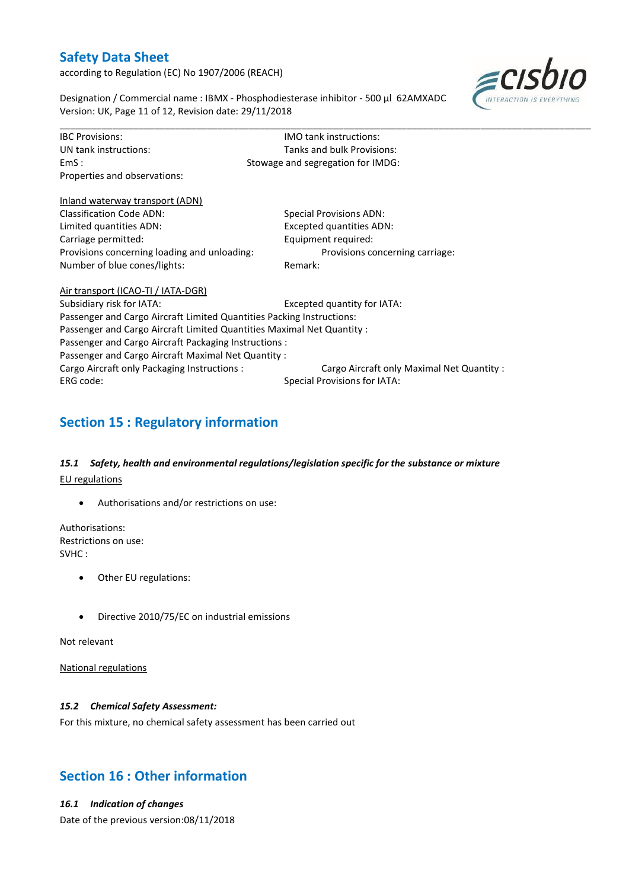IBC Provisions:
IMO tank instructions:
UN tank instructions:
Tanks and bulk Provisions:
EmS :
Stowage and segregation for IMDG:
Properties and observations:

Inland waterway transport (ADN)

Classification Code ADN:
Special Provisions ADN:
Limited quantities ADN:
Excepted quantities ADN:
Carriage permitted:
Equipment required:
Provisions concerning loading and unloading:
Provisions concerning carriage:
Number of blue cones/lights:
Remark:

Air transport (ICAO-TI / IATA-DGR)

Subsidiary risk for IATA:
Excepted quantity for IATA:
Passenger and Cargo Aircraft Limited Quantities Packing Instructions:
Passenger and Cargo Aircraft Limited Quantities Maximal Net Quantity :
Passenger and Cargo Aircraft Packaging Instructions :
Passenger and Cargo Aircraft Maximal Net Quantity :
Cargo Aircraft only Packaging Instructions :
Cargo Aircraft only Maximal Net Quantity :
ERG code:
Special Provisions for IATA:

## Section 15 : Regulatory information

### *15.1 Safety, health and environmental regulations/legislation specific for the substance or mixture*

EU regulations

- Authorisations and/or restrictions on use:

Authorisations:
Restrictions on use:
SVHC :

- Other EU regulations:

- Directive 2010/75/EC on industrial emissions

Not relevant

National regulations

### *15.2 Chemical Safety Assessment:*

For this mixture, no chemical safety assessment has been carried out

## Section 16 : Other information

### *16.1 Indication of changes*

Date of the previous version:08/11/2018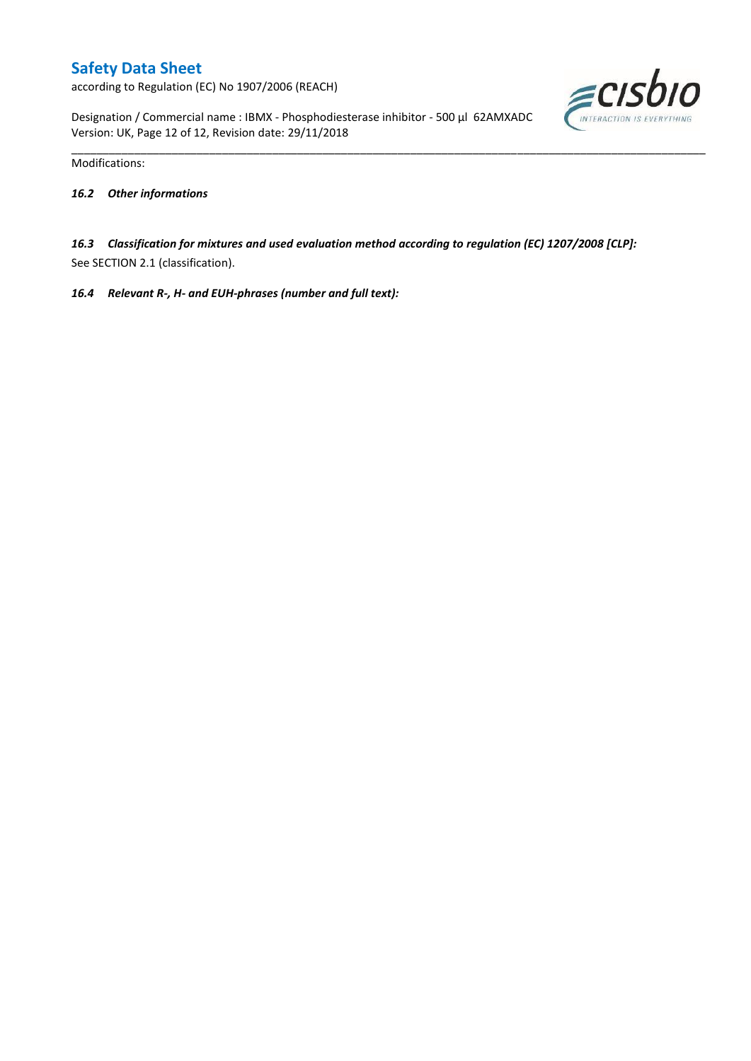Modifications:

### *16.2 Other informations*

### *16.3 Classification for mixtures and used evaluation method according to regulation (EC) 1207/2008 [CLP]:*

See SECTION 2.1 (classification).

### *16.4 Relevant R-, H- and EUH-phrases (number and full text):*